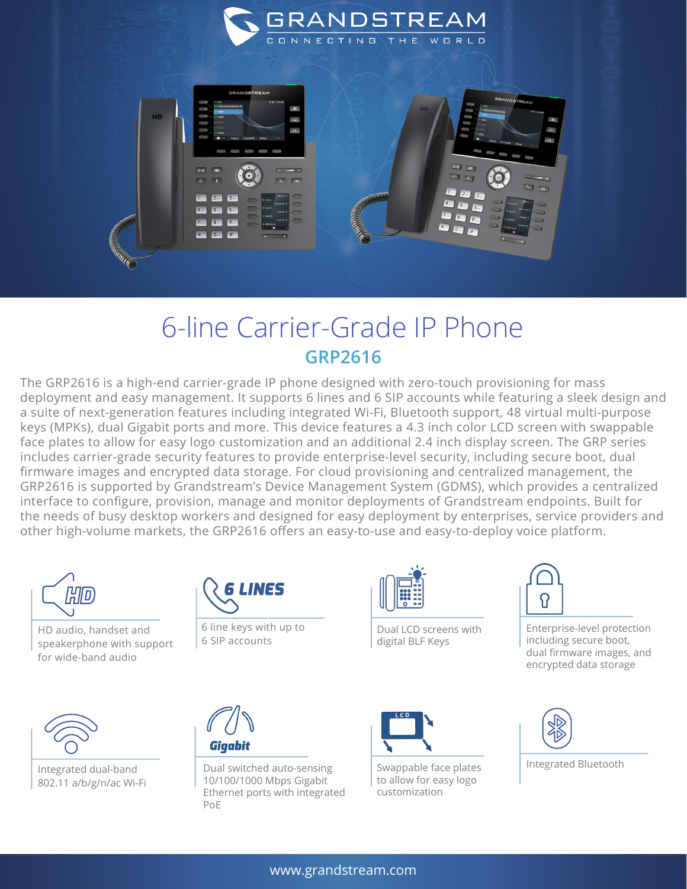GRANDSTREAM
CONNECTING THE WORLD

# 6-line Carrier-Grade IP Phone

## GRP2616

The GRP2616 is a high-end carrier-grade IP phone designed with zero-touch provisioning for mass deployment and easy management. It supports 6 lines and 6 SIP accounts while featuring a sleek design and a suite of next-generation features including integrated Wi-Fi, Bluetooth support, 48 virtual multi-purpose keys (MPKs), dual Gigabit ports and more. This device features a 4.3 inch color LCD screen with swappable face plates to allow for easy logo customization and an additional 2.4 inch display screen. The GRP series includes carrier-grade security features to provide enterprise-level security, including secure boot, dual firmware images and encrypted data storage. For cloud provisioning and centralized management, the GRP2616 is supported by Grandstream's Device Management System (GDMS), which provides a centralized interface to configure, provision, manage and monitor deployments of Grandstream endpoints. Built for the needs of busy desktop workers and designed for easy deployment by enterprises, service providers and other high-volume markets, the GRP2616 offers an easy-to-use and easy-to-deploy voice platform.

- HD audio, handset and speakerphone with support for wide-band audio
- 6 line keys with up to 6 SIP accounts
- Dual LCD screens with digital BLF Keys
- Enterprise-level protection including secure boot, dual firmware images, and encrypted data storage
- Integrated dual-band 802.11 a/b/g/n/ac Wi-Fi
- Dual switched auto-sensing 10/100/1000 Mbps Gigabit Ethernet ports with integrated PoE
- Swappable face plates to allow for easy logo customization
- Integrated Bluetooth

www.grandstream.com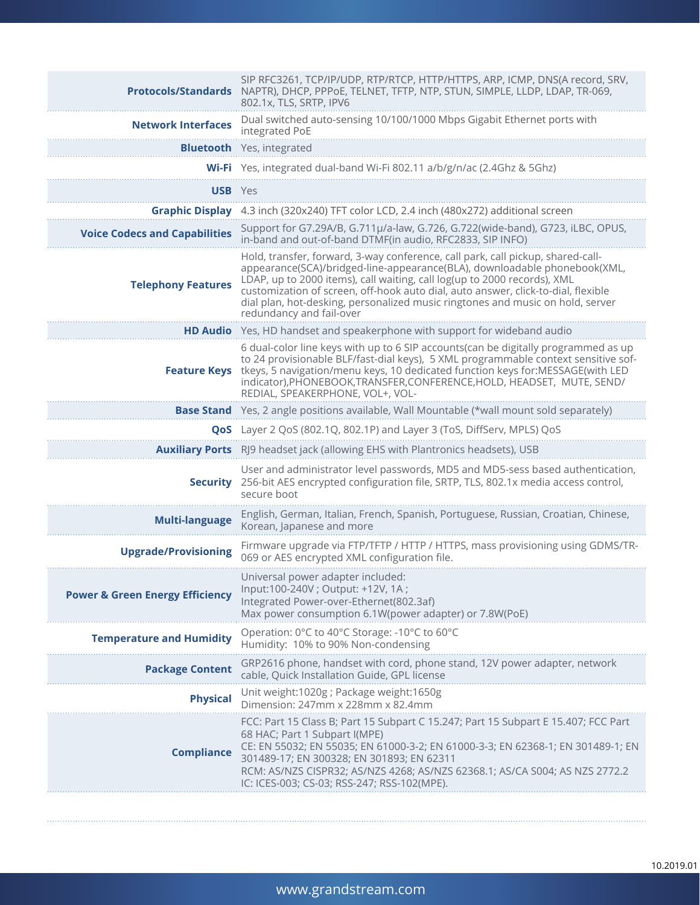| | |
|---|---|
| **Protocols/Standards** | SIP RFC3261, TCP/IP/UDP, RTP/RTCP, HTTP/HTTPS, ARP, ICMP, DNS(A record, SRV, NAPTR), DHCP, PPPoE, TELNET, TFTP, NTP, STUN, SIMPLE, LLDP, LDAP, TR-069, 802.1x, TLS, SRTP, IPV6 |
| **Network Interfaces** | Dual switched auto-sensing 10/100/1000 Mbps Gigabit Ethernet ports with integrated PoE |
| **Bluetooth** | Yes, integrated |
| **Wi-Fi** | Yes, integrated dual-band Wi-Fi 802.11 a/b/g/n/ac (2.4Ghz & 5Ghz) |
| **USB** | Yes |
| **Graphic Display** | 4.3 inch (320x240) TFT color LCD, 2.4 inch (480x272) additional screen |
| **Voice Codecs and Capabilities** | Support for G7.29A/B, G.711µ/a-law, G.726, G.722(wide-band), G723, iLBC, OPUS, in-band and out-of-band DTMF(in audio, RFC2833, SIP INFO) |
| **Telephony Features** | Hold, transfer, forward, 3-way conference, call park, call pickup, shared-call-appearance(SCA)/bridged-line-appearance(BLA), downloadable phonebook(XML, LDAP, up to 2000 items), call waiting, call log(up to 2000 records), XML customization of screen, off-hook auto dial, auto answer, click-to-dial, flexible dial plan, hot-desking, personalized music ringtones and music on hold, server redundancy and fail-over |
| **HD Audio** | Yes, HD handset and speakerphone with support for wideband audio |
| **Feature Keys** | 6 dual-color line keys with up to 6 SIP accounts(can be digitally programmed as up to 24 provisionable BLF/fast-dial keys), 5 XML programmable context sensitive softkeys, 5 navigation/menu keys, 10 dedicated function keys for:MESSAGE(with LED indicator),PHONEBOOK,TRANSFER,CONFERENCE,HOLD, HEADSET, MUTE, SEND/REDIAL, SPEAKERPHONE, VOL+, VOL- |
| **Base Stand** | Yes, 2 angle positions available, Wall Mountable (*wall mount sold separately) |
| **QoS** | Layer 2 QoS (802.1Q, 802.1P) and Layer 3 (ToS, DiffServ, MPLS) QoS |
| **Auxiliary Ports** | RJ9 headset jack (allowing EHS with Plantronics headsets), USB |
| **Security** | User and administrator level passwords, MD5 and MD5-sess based authentication, 256-bit AES encrypted configuration file, SRTP, TLS, 802.1x media access control, secure boot |
| **Multi-language** | English, German, Italian, French, Spanish, Portuguese, Russian, Croatian, Chinese, Korean, Japanese and more |
| **Upgrade/Provisioning** | Firmware upgrade via FTP/TFTP / HTTP / HTTPS, mass provisioning using GDMS/TR-069 or AES encrypted XML configuration file. |
| **Power & Green Energy Efficiency** | Universal power adapter included:<br>Input:100-240V ; Output: +12V, 1A ;<br>Integrated Power-over-Ethernet(802.3af)<br>Max power consumption 6.1W(power adapter) or 7.8W(PoE) |
| **Temperature and Humidity** | Operation: 0°C to 40°C Storage: -10°C to 60°C<br>Humidity: 10% to 90% Non-condensing |
| **Package Content** | GRP2616 phone, handset with cord, phone stand, 12V power adapter, network cable, Quick Installation Guide, GPL license |
| **Physical** | Unit weight:1020g ; Package weight:1650g<br>Dimension: 247mm x 228mm x 82.4mm |
| **Compliance** | FCC: Part 15 Class B; Part 15 Subpart C 15.247; Part 15 Subpart E 15.407; FCC Part 68 HAC; Part 1 Subpart I(MPE)<br>CE: EN 55032; EN 55035; EN 61000-3-2; EN 61000-3-3; EN 62368-1; EN 301489-1; EN 301489-17; EN 300328; EN 301893; EN 62311<br>RCM: AS/NZS CISPR32; AS/NZS 4268; AS/NZS 62368.1; AS/CA S004; AS NZS 2772.2<br>IC: ICES-003; CS-03; RSS-247; RSS-102(MPE). |

10.2019.01

www.grandstream.com